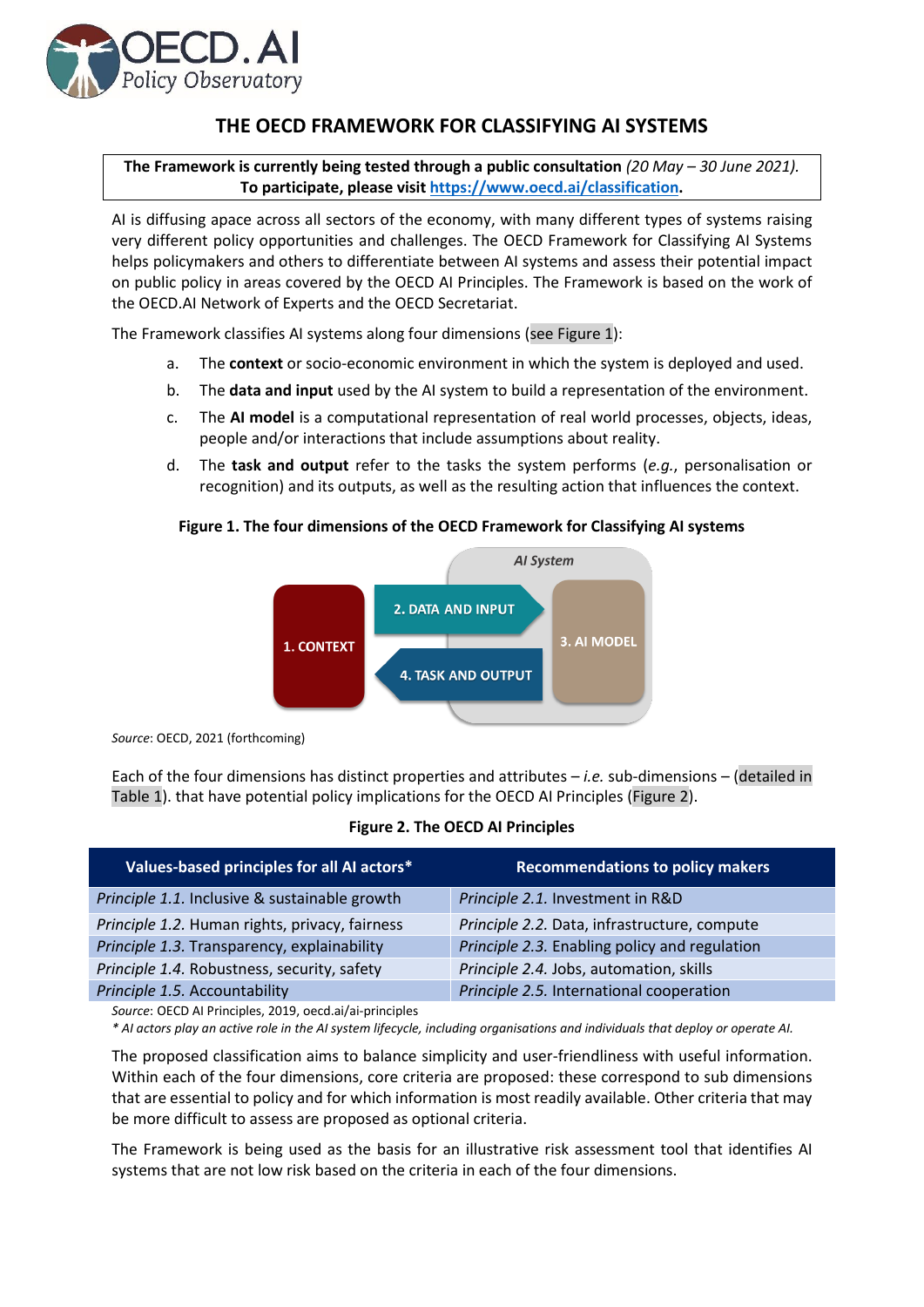OECD.AI Policy Observatory

# THE OECD FRAMEWORK FOR CLASSIFYING AI SYSTEMS

**The Framework is currently being tested through a public consultation** *(20 May – 30 June 2021).*
**To participate, please visit [https://www.oecd.ai/classification](https://www.oecd.ai/classification).**

AI is diffusing apace across all sectors of the economy, with many different types of systems raising very different policy opportunities and challenges. The OECD Framework for Classifying AI Systems helps policymakers and others to differentiate between AI systems and assess their potential impact on public policy in areas covered by the OECD AI Principles. The Framework is based on the work of the OECD.AI Network of Experts and the OECD Secretariat.

The Framework classifies AI systems along four dimensions (see Figure 1):

a. The **context** or socio-economic environment in which the system is deployed and used.
b. The **data and input** used by the AI system to build a representation of the environment.
c. The **AI model** is a computational representation of real world processes, objects, ideas, people and/or interactions that include assumptions about reality.
d. The **task and output** refer to the tasks the system performs (*e.g.*, personalisation or recognition) and its outputs, as well as the resulting action that influences the context.

**Figure 1. The four dimensions of the OECD Framework for Classifying AI systems**

AI System

1. CONTEXT
2. DATA AND INPUT
3. AI MODEL
4. TASK AND OUTPUT

*Source*: OECD, 2021 (forthcoming)

Each of the four dimensions has distinct properties and attributes – *i.e.* sub-dimensions – (detailed in Table 1). that have potential policy implications for the OECD AI Principles (Figure 2).

**Figure 2. The OECD AI Principles**

| Values-based principles for all AI actors* | Recommendations to policy makers |
|---|---|
| *Principle 1.1.* Inclusive & sustainable growth | *Principle 2.1.* Investment in R&D |
| *Principle 1.2.* Human rights, privacy, fairness | *Principle 2.2.* Data, infrastructure, compute |
| *Principle 1.3.* Transparency, explainability | *Principle 2.3.* Enabling policy and regulation |
| *Principle 1.4.* Robustness, security, safety | *Principle 2.4.* Jobs, automation, skills |
| *Principle 1.5.* Accountability | *Principle 2.5.* International cooperation |

*Source*: OECD AI Principles, 2019, oecd.ai/ai-principles

*\* AI actors play an active role in the AI system lifecycle, including organisations and individuals that deploy or operate AI.*

The proposed classification aims to balance simplicity and user-friendliness with useful information. Within each of the four dimensions, core criteria are proposed: these correspond to sub dimensions that are essential to policy and for which information is most readily available. Other criteria that may be more difficult to assess are proposed as optional criteria.

The Framework is being used as the basis for an illustrative risk assessment tool that identifies AI systems that are not low risk based on the criteria in each of the four dimensions.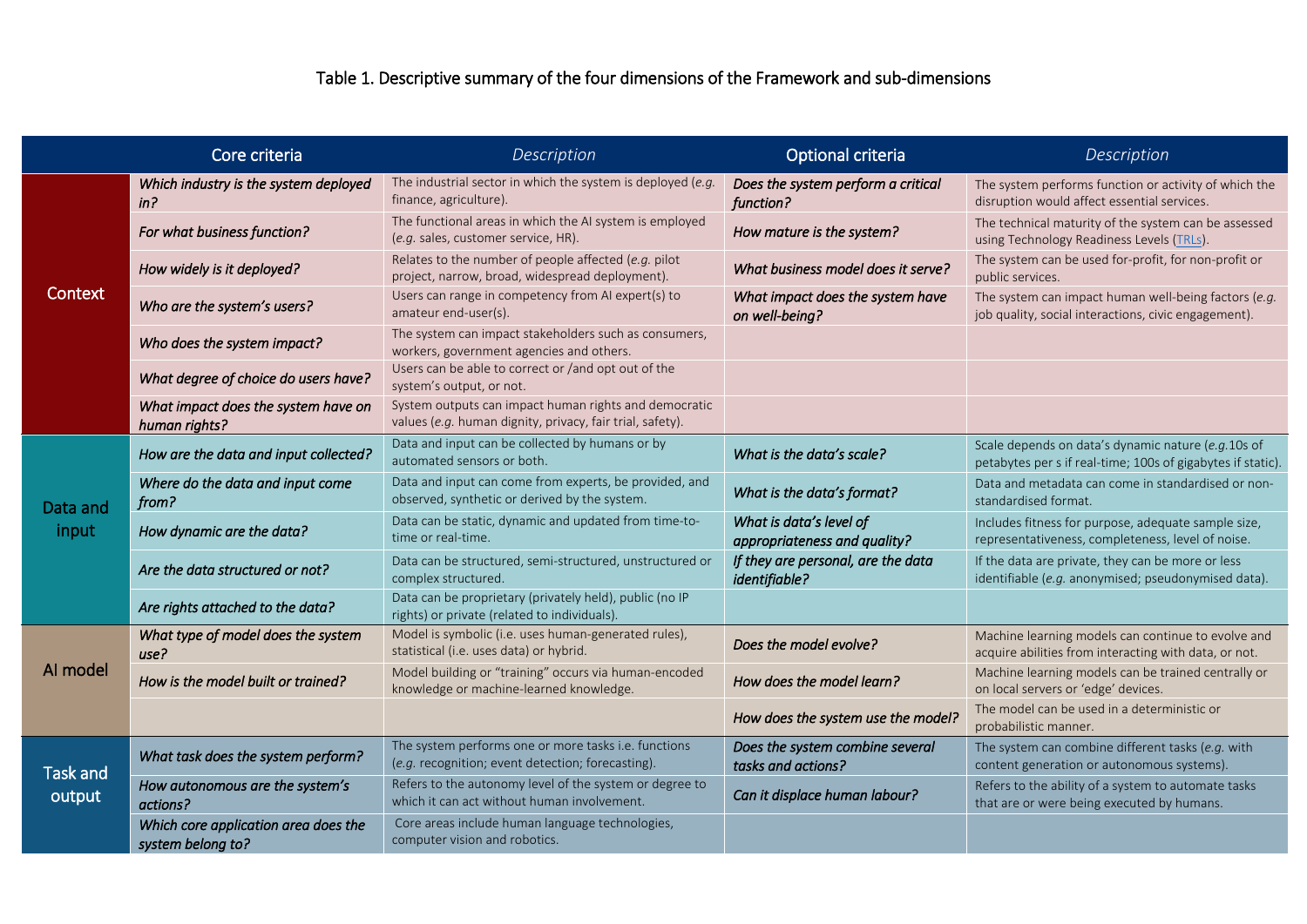Table 1. Descriptive summary of the four dimensions of the Framework and sub-dimensions

| | Core criteria | *Description* | Optional criteria | *Description* |
|---|---|---|---|---|
| Context | *Which industry is the system deployed in?* | The industrial sector in which the system is deployed (*e.g.* finance, agriculture). | *Does the system perform a critical function?* | The system performs function or activity of which the disruption would affect essential services. |
| | *For what business function?* | The functional areas in which the AI system is employed (*e.g.* sales, customer service, HR). | *How mature is the system?* | The technical maturity of the system can be assessed using Technology Readiness Levels (TRLs). |
| | *How widely is it deployed?* | Relates to the number of people affected (*e.g.* pilot project, narrow, broad, widespread deployment). | *What business model does it serve?* | The system can be used for-profit, for non-profit or public services. |
| | *Who are the system's users?* | Users can range in competency from AI expert(s) to amateur end-user(s). | *What impact does the system have on well-being?* | The system can impact human well-being factors (*e.g.* job quality, social interactions, civic engagement). |
| | *Who does the system impact?* | The system can impact stakeholders such as consumers, workers, government agencies and others. | | |
| | *What degree of choice do users have?* | Users can be able to correct or /and opt out of the system's output, or not. | | |
| | *What impact does the system have on human rights?* | System outputs can impact human rights and democratic values (*e.g.* human dignity, privacy, fair trial, safety). | | |
| Data and input | *How are the data and input collected?* | Data and input can be collected by humans or by automated sensors or both. | *What is the data's scale?* | Scale depends on data's dynamic nature (*e.g.*10s of petabytes per s if real-time; 100s of gigabytes if static). |
| | *Where do the data and input come from?* | Data and input can come from experts, be provided, and observed, synthetic or derived by the system. | *What is the data's format?* | Data and metadata can come in standardised or non-standardised format. |
| | *How dynamic are the data?* | Data can be static, dynamic and updated from time-to-time or real-time. | *What is data's level of appropriateness and quality?* | Includes fitness for purpose, adequate sample size, representativeness, completeness, level of noise. |
| | *Are the data structured or not?* | Data can be structured, semi-structured, unstructured or complex structured. | *If they are personal, are the data identifiable?* | If the data are private, they can be more or less identifiable (*e.g.* anonymised; pseudonymised data). |
| | *Are rights attached to the data?* | Data can be proprietary (privately held), public (no IP rights) or private (related to individuals). | | |
| AI model | *What type of model does the system use?* | Model is symbolic (i.e. uses human-generated rules), statistical (i.e. uses data) or hybrid. | *Does the model evolve?* | Machine learning models can continue to evolve and acquire abilities from interacting with data, or not. |
| | *How is the model built or trained?* | Model building or "training" occurs via human-encoded knowledge or machine-learned knowledge. | *How does the model learn?* | Machine learning models can be trained centrally or on local servers or 'edge' devices. |
| | | | *How does the system use the model?* | The model can be used in a deterministic or probabilistic manner. |
| Task and output | *What task does the system perform?* | The system performs one or more tasks i.e. functions (*e.g.* recognition; event detection; forecasting). | *Does the system combine several tasks and actions?* | The system can combine different tasks (*e.g.* with content generation or autonomous systems). |
| | *How autonomous are the system's actions?* | Refers to the autonomy level of the system or degree to which it can act without human involvement. | *Can it displace human labour?* | Refers to the ability of a system to automate tasks that are or were being executed by humans. |
| | *Which core application area does the system belong to?* | Core areas include human language technologies, computer vision and robotics. | | |